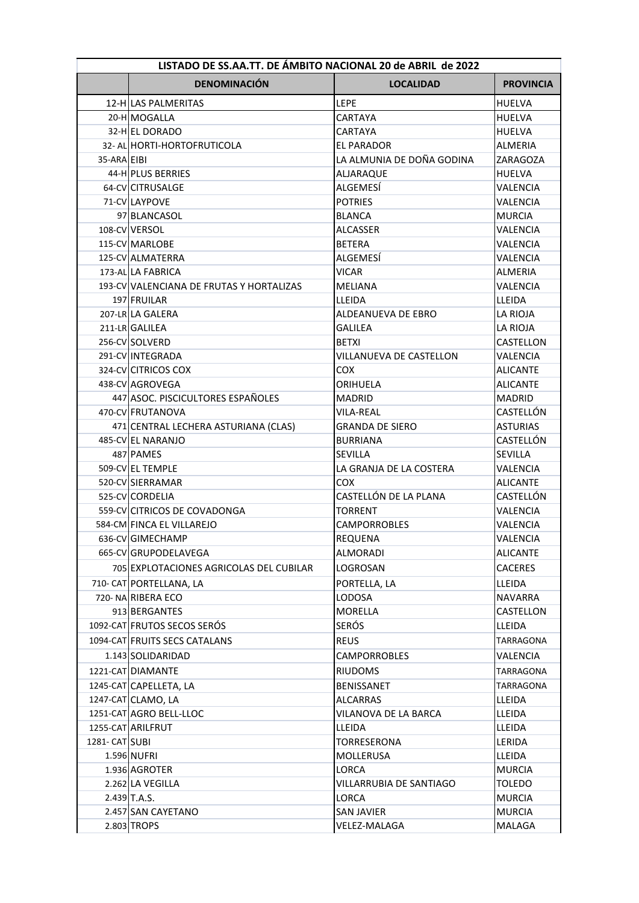| LISTADO DE SS.AA.TT. DE ÁMBITO NACIONAL 20 de ABRIL de 2022 | | | |
|---|---|---|---|
| | **DENOMINACIÓN** | **LOCALIDAD** | **PROVINCIA** |
| 12-H | LAS PALMERITAS | LEPE | HUELVA |
| 20-H | MOGALLA | CARTAYA | HUELVA |
| 32-H | EL DORADO | CARTAYA | HUELVA |
| 32- AL | HORTI-HORTOFRUTICOLA | EL PARADOR | ALMERIA |
| 35-ARA | EIBI | LA ALMUNIA DE DOÑA GODINA | ZARAGOZA |
| 44-H | PLUS BERRIES | ALJARAQUE | HUELVA |
| 64-CV | CITRUSALGE | ALGEMESÍ | VALENCIA |
| 71-CV | LAYPOVE | POTRIES | VALENCIA |
| 97 | BLANCASOL | BLANCA | MURCIA |
| 108-CV | VERSOL | ALCASSER | VALENCIA |
| 115-CV | MARLOBE | BETERA | VALENCIA |
| 125-CV | ALMATERRA | ALGEMESÍ | VALENCIA |
| 173-AL | LA FABRICA | VICAR | ALMERIA |
| 193-CV | VALENCIANA DE FRUTAS Y HORTALIZAS | MELIANA | VALENCIA |
| 197 | FRUILAR | LLEIDA | LLEIDA |
| 207-LR | LA GALERA | ALDEANUEVA DE EBRO | LA RIOJA |
| 211-LR | GALILEA | GALILEA | LA RIOJA |
| 256-CV | SOLVERD | BETXI | CASTELLON |
| 291-CV | INTEGRADA | VILLANUEVA DE CASTELLON | VALENCIA |
| 324-CV | CITRICOS COX | COX | ALICANTE |
| 438-CV | AGROVEGA | ORIHUELA | ALICANTE |
| 447 | ASOC. PISCICULTORES ESPAÑOLES | MADRID | MADRID |
| 470-CV | FRUTANOVA | VILA-REAL | CASTELLÓN |
| 471 | CENTRAL LECHERA ASTURIANA (CLAS) | GRANDA DE SIERO | ASTURIAS |
| 485-CV | EL NARANJO | BURRIANA | CASTELLÓN |
| 487 | PAMES | SEVILLA | SEVILLA |
| 509-CV | EL TEMPLE | LA GRANJA DE LA COSTERA | VALENCIA |
| 520-CV | SIERRAMAR | COX | ALICANTE |
| 525-CV | CORDELIA | CASTELLÓN DE LA PLANA | CASTELLÓN |
| 559-CV | CITRICOS DE COVADONGA | TORRENT | VALENCIA |
| 584-CM | FINCA EL VILLAREJO | CAMPORROBLES | VALENCIA |
| 636-CV | GIMECHAMP | REQUENA | VALENCIA |
| 665-CV | GRUPODELAVEGA | ALMORADI | ALICANTE |
| 705 | EXPLOTACIONES AGRICOLAS DEL CUBILAR | LOGROSAN | CACERES |
| 710- CAT | PORTELLANA, LA | PORTELLA, LA | LLEIDA |
| 720- NA | RIBERA ECO | LODOSA | NAVARRA |
| 913 | BERGANTES | MORELLA | CASTELLON |
| 1092-CAT | FRUTOS SECOS SERÓS | SERÓS | LLEIDA |
| 1094-CAT | FRUITS SECS CATALANS | REUS | TARRAGONA |
| 1.143 | SOLIDARIDAD | CAMPORROBLES | VALENCIA |
| 1221-CAT | DIAMANTE | RIUDOMS | TARRAGONA |
| 1245-CAT | CAPELLETA, LA | BENISSANET | TARRAGONA |
| 1247-CAT | CLAMO, LA | ALCARRAS | LLEIDA |
| 1251-CAT | AGRO BELL-LLOC | VILANOVA DE LA BARCA | LLEIDA |
| 1255-CAT | ARILFRUT | LLEIDA | LLEIDA |
| 1281- CAT | SUBI | TORRESERONA | LERIDA |
| 1.596 | NUFRI | MOLLERUSA | LLEIDA |
| 1.936 | AGROTER | LORCA | MURCIA |
| 2.262 | LA VEGILLA | VILLARRUBIA DE SANTIAGO | TOLEDO |
| 2.439 | T.A.S. | LORCA | MURCIA |
| 2.457 | SAN CAYETANO | SAN JAVIER | MURCIA |
| 2.803 | TROPS | VELEZ-MALAGA | MALAGA |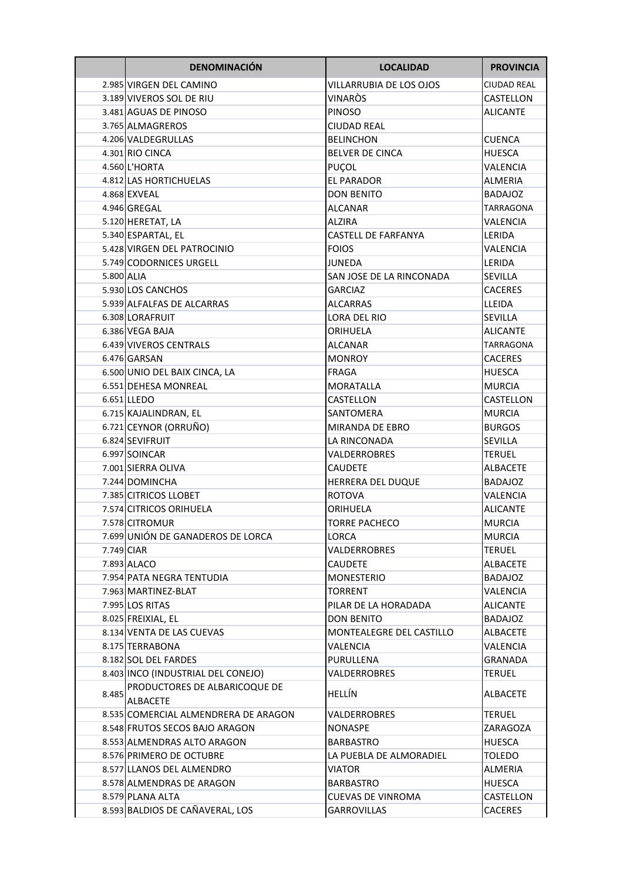| | DENOMINACIÓN | LOCALIDAD | PROVINCIA |
|---|---|---|---|
| 2.985 | VIRGEN DEL CAMINO | VILLARRUBIA DE LOS OJOS | CIUDAD REAL |
| 3.189 | VIVEROS SOL DE RIU | VINARÒS | CASTELLON |
| 3.481 | AGUAS DE PINOSO | PINOSO | ALICANTE |
| 3.765 | ALMAGREROS | CIUDAD REAL | |
| 4.206 | VALDEGRULLAS | BELINCHON | CUENCA |
| 4.301 | RIO CINCA | BELVER DE CINCA | HUESCA |
| 4.560 | L'HORTA | PUÇOL | VALENCIA |
| 4.812 | LAS HORTICHUELAS | EL PARADOR | ALMERIA |
| 4.868 | EXVEAL | DON BENITO | BADAJOZ |
| 4.946 | GREGAL | ALCANAR | TARRAGONA |
| 5.120 | HERETAT, LA | ALZIRA | VALENCIA |
| 5.340 | ESPARTAL, EL | CASTELL DE FARFANYA | LERIDA |
| 5.428 | VIRGEN DEL PATROCINIO | FOIOS | VALENCIA |
| 5.749 | CODORNICES URGELL | JUNEDA | LERIDA |
| 5.800 | ALIA | SAN JOSE DE LA RINCONADA | SEVILLA |
| 5.930 | LOS CANCHOS | GARCIAZ | CACERES |
| 5.939 | ALFALFAS DE ALCARRAS | ALCARRAS | LLEIDA |
| 6.308 | LORAFRUIT | LORA DEL RIO | SEVILLA |
| 6.386 | VEGA BAJA | ORIHUELA | ALICANTE |
| 6.439 | VIVEROS CENTRALS | ALCANAR | TARRAGONA |
| 6.476 | GARSAN | MONROY | CACERES |
| 6.500 | UNIO DEL BAIX CINCA, LA | FRAGA | HUESCA |
| 6.551 | DEHESA MONREAL | MORATALLA | MURCIA |
| 6.651 | LLEDO | CASTELLON | CASTELLON |
| 6.715 | KAJALINDRAN, EL | SANTOMERA | MURCIA |
| 6.721 | CEYNOR (ORRUÑO) | MIRANDA DE EBRO | BURGOS |
| 6.824 | SEVIFRUIT | LA RINCONADA | SEVILLA |
| 6.997 | SOINCAR | VALDERROBRES | TERUEL |
| 7.001 | SIERRA OLIVA | CAUDETE | ALBACETE |
| 7.244 | DOMINCHA | HERRERA DEL DUQUE | BADAJOZ |
| 7.385 | CITRICOS LLOBET | ROTOVA | VALENCIA |
| 7.574 | CITRICOS ORIHUELA | ORIHUELA | ALICANTE |
| 7.578 | CITROMUR | TORRE PACHECO | MURCIA |
| 7.699 | UNIÓN DE GANADEROS DE LORCA | LORCA | MURCIA |
| 7.749 | CIAR | VALDERROBRES | TERUEL |
| 7.893 | ALACO | CAUDETE | ALBACETE |
| 7.954 | PATA NEGRA TENTUDIA | MONESTERIO | BADAJOZ |
| 7.963 | MARTINEZ-BLAT | TORRENT | VALENCIA |
| 7.995 | LOS RITAS | PILAR DE LA HORADADA | ALICANTE |
| 8.025 | FREIXIAL, EL | DON BENITO | BADAJOZ |
| 8.134 | VENTA DE LAS CUEVAS | MONTEALEGRE DEL CASTILLO | ALBACETE |
| 8.175 | TERRABONA | VALENCIA | VALENCIA |
| 8.182 | SOL DEL FARDES | PURULLENA | GRANADA |
| 8.403 | INCO (INDUSTRIAL DEL CONEJO) | VALDERROBRES | TERUEL |
| 8.485 | PRODUCTORES DE ALBARICOQUE DE ALBACETE | HELLÍN | ALBACETE |
| 8.535 | COMERCIAL ALMENDRERA DE ARAGON | VALDERROBRES | TERUEL |
| 8.548 | FRUTOS SECOS BAJO ARAGON | NONASPE | ZARAGOZA |
| 8.553 | ALMENDRAS ALTO ARAGON | BARBASTRO | HUESCA |
| 8.576 | PRIMERO DE OCTUBRE | LA PUEBLA DE ALMORADIEL | TOLEDO |
| 8.577 | LLANOS DEL ALMENDRO | VIATOR | ALMERIA |
| 8.578 | ALMENDRAS DE ARAGON | BARBASTRO | HUESCA |
| 8.579 | PLANA ALTA | CUEVAS DE VINROMA | CASTELLON |
| 8.593 | BALDIOS DE CAÑAVERAL, LOS | GARROVILLAS | CACERES |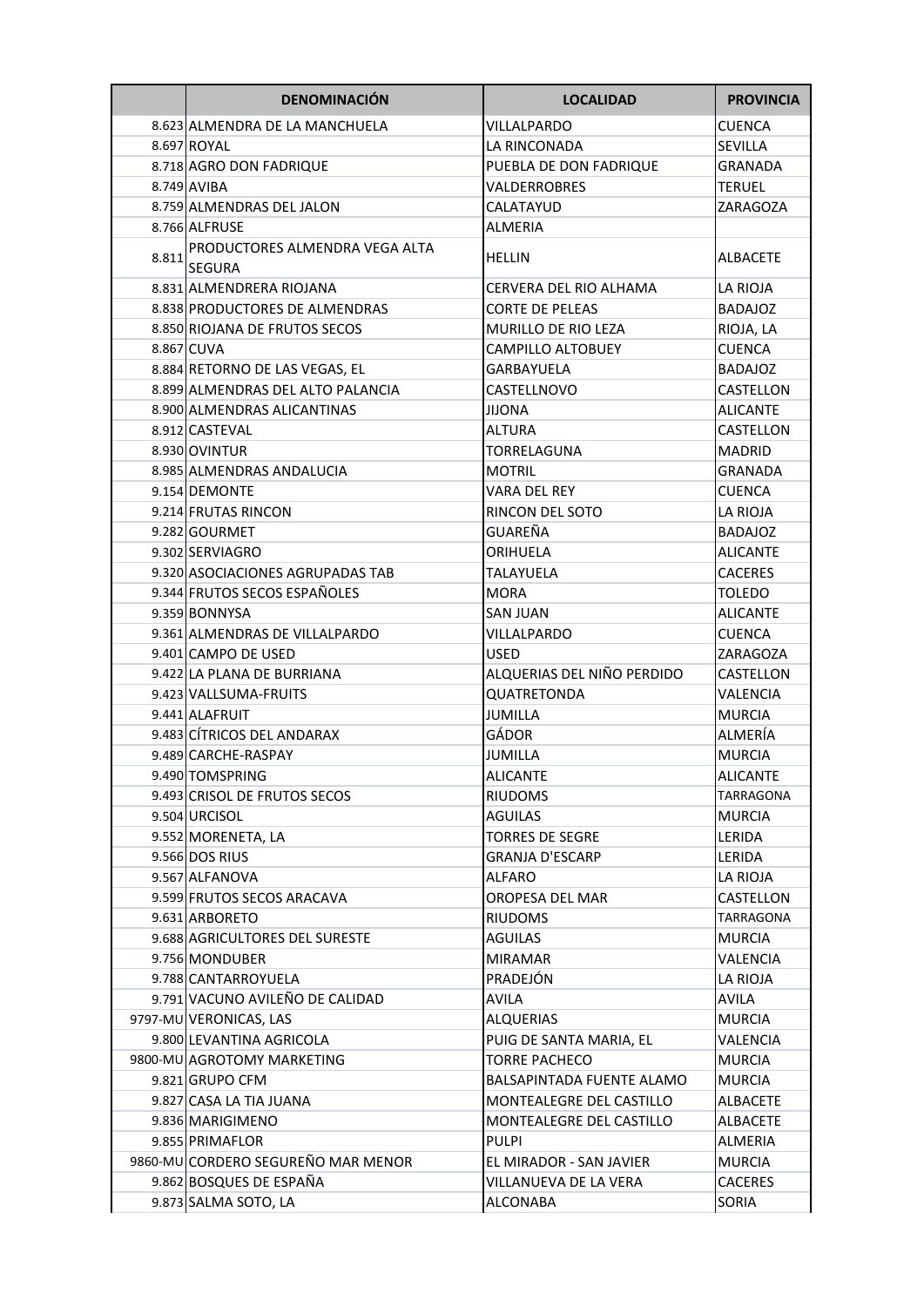| | DENOMINACIÓN | LOCALIDAD | PROVINCIA |
|---|---|---|---|
| 8.623 | ALMENDRA DE LA MANCHUELA | VILLALPARDO | CUENCA |
| 8.697 | ROYAL | LA RINCONADA | SEVILLA |
| 8.718 | AGRO DON FADRIQUE | PUEBLA DE DON FADRIQUE | GRANADA |
| 8.749 | AVIBA | VALDERROBRES | TERUEL |
| 8.759 | ALMENDRAS DEL JALON | CALATAYUD | ZARAGOZA |
| 8.766 | ALFRUSE | ALMERIA | |
| 8.811 | PRODUCTORES ALMENDRA VEGA ALTA SEGURA | HELLIN | ALBACETE |
| 8.831 | ALMENDRERA RIOJANA | CERVERA DEL RIO ALHAMA | LA RIOJA |
| 8.838 | PRODUCTORES DE ALMENDRAS | CORTE DE PELEAS | BADAJOZ |
| 8.850 | RIOJANA DE FRUTOS SECOS | MURILLO DE RIO LEZA | RIOJA, LA |
| 8.867 | CUVA | CAMPILLO ALTOBUEY | CUENCA |
| 8.884 | RETORNO DE LAS VEGAS, EL | GARBAYUELA | BADAJOZ |
| 8.899 | ALMENDRAS DEL ALTO PALANCIA | CASTELLNOVO | CASTELLON |
| 8.900 | ALMENDRAS ALICANTINAS | JIJONA | ALICANTE |
| 8.912 | CASTEVAL | ALTURA | CASTELLON |
| 8.930 | OVINTUR | TORRELAGUNA | MADRID |
| 8.985 | ALMENDRAS ANDALUCIA | MOTRIL | GRANADA |
| 9.154 | DEMONTE | VARA DEL REY | CUENCA |
| 9.214 | FRUTAS RINCON | RINCON DEL SOTO | LA RIOJA |
| 9.282 | GOURMET | GUAREÑA | BADAJOZ |
| 9.302 | SERVIAGRO | ORIHUELA | ALICANTE |
| 9.320 | ASOCIACIONES AGRUPADAS TAB | TALAYUELA | CACERES |
| 9.344 | FRUTOS SECOS ESPAÑOLES | MORA | TOLEDO |
| 9.359 | BONNYSA | SAN JUAN | ALICANTE |
| 9.361 | ALMENDRAS DE VILLALPARDO | VILLALPARDO | CUENCA |
| 9.401 | CAMPO DE USED | USED | ZARAGOZA |
| 9.422 | LA PLANA DE BURRIANA | ALQUERIAS DEL NIÑO PERDIDO | CASTELLON |
| 9.423 | VALLSUMA-FRUITS | QUATRETONDA | VALENCIA |
| 9.441 | ALAFRUIT | JUMILLA | MURCIA |
| 9.483 | CÍTRICOS DEL ANDARAX | GÁDOR | ALMERÍA |
| 9.489 | CARCHE-RASPAY | JUMILLA | MURCIA |
| 9.490 | TOMSPRING | ALICANTE | ALICANTE |
| 9.493 | CRISOL DE FRUTOS SECOS | RIUDOMS | TARRAGONA |
| 9.504 | URCISOL | AGUILAS | MURCIA |
| 9.552 | MORENETA, LA | TORRES DE SEGRE | LERIDA |
| 9.566 | DOS RIUS | GRANJA D'ESCARP | LERIDA |
| 9.567 | ALFANOVA | ALFARO | LA RIOJA |
| 9.599 | FRUTOS SECOS ARACAVA | OROPESA DEL MAR | CASTELLON |
| 9.631 | ARBORETO | RIUDOMS | TARRAGONA |
| 9.688 | AGRICULTORES DEL SURESTE | AGUILAS | MURCIA |
| 9.756 | MONDUBER | MIRAMAR | VALENCIA |
| 9.788 | CANTARROYUELA | PRADEJÓN | LA RIOJA |
| 9.791 | VACUNO AVILEÑO DE CALIDAD | AVILA | AVILA |
| 9797-MU | VERONICAS, LAS | ALQUERIAS | MURCIA |
| 9.800 | LEVANTINA AGRICOLA | PUIG DE SANTA MARIA, EL | VALENCIA |
| 9800-MU | AGROTOMY MARKETING | TORRE PACHECO | MURCIA |
| 9.821 | GRUPO CFM | BALSAPINTADA FUENTE ALAMO | MURCIA |
| 9.827 | CASA LA TIA JUANA | MONTEALEGRE DEL CASTILLO | ALBACETE |
| 9.836 | MARIGIMENO | MONTEALEGRE DEL CASTILLO | ALBACETE |
| 9.855 | PRIMAFLOR | PULPI | ALMERIA |
| 9860-MU | CORDERO SEGUREÑO MAR MENOR | EL MIRADOR - SAN JAVIER | MURCIA |
| 9.862 | BOSQUES DE ESPAÑA | VILLANUEVA DE LA VERA | CACERES |
| 9.873 | SALMA SOTO, LA | ALCONABA | SORIA |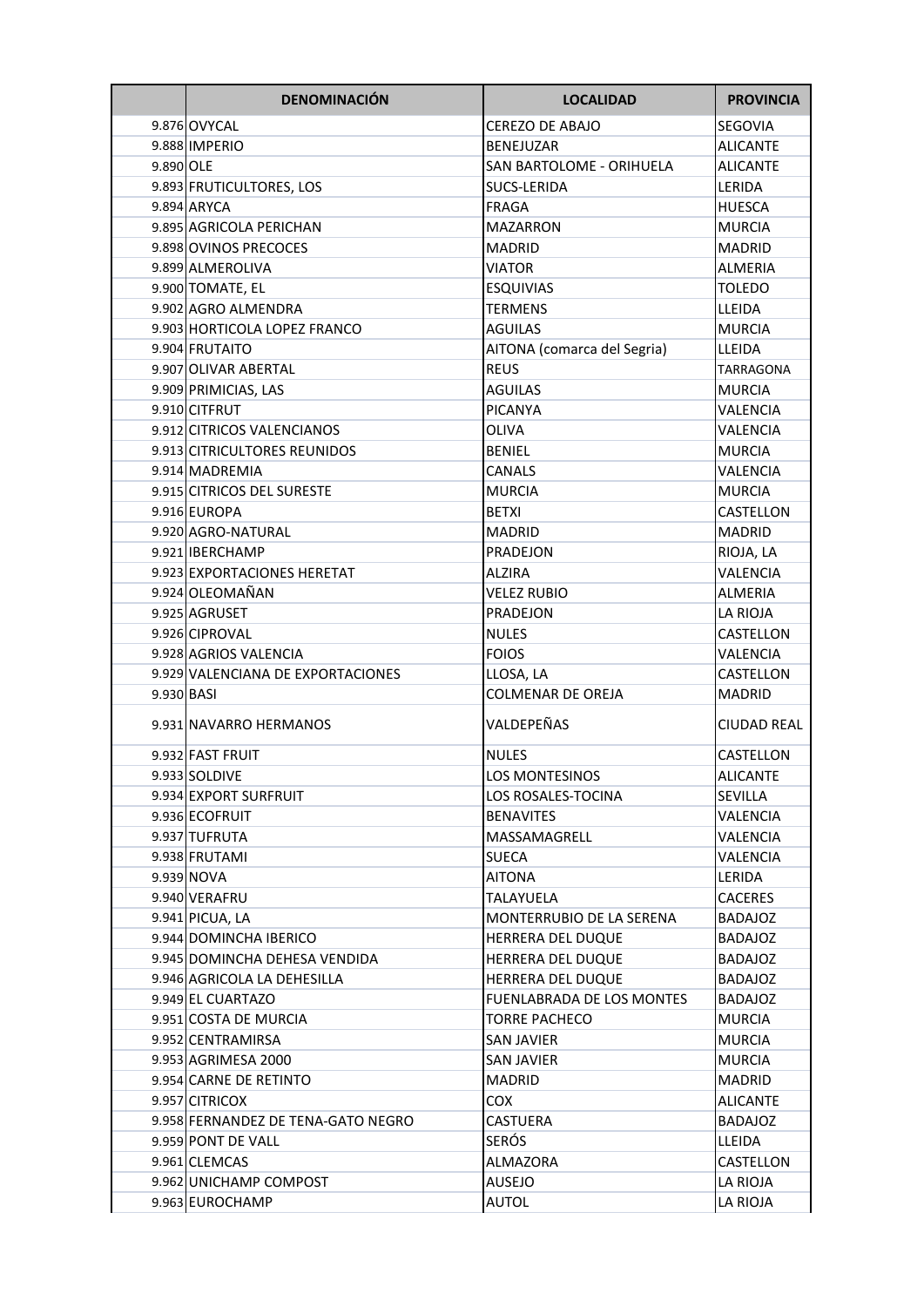| | DENOMINACIÓN | LOCALIDAD | PROVINCIA |
|---|---|---|---|
| 9.876 | OVYCAL | CEREZO DE ABAJO | SEGOVIA |
| 9.888 | IMPERIO | BENEJUZAR | ALICANTE |
| 9.890 | OLE | SAN BARTOLOME - ORIHUELA | ALICANTE |
| 9.893 | FRUTICULTORES, LOS | SUCS-LERIDA | LERIDA |
| 9.894 | ARYCA | FRAGA | HUESCA |
| 9.895 | AGRICOLA PERICHAN | MAZARRON | MURCIA |
| 9.898 | OVINOS PRECOCES | MADRID | MADRID |
| 9.899 | ALMEROLIVA | VIATOR | ALMERIA |
| 9.900 | TOMATE, EL | ESQUIVIAS | TOLEDO |
| 9.902 | AGRO ALMENDRA | TERMENS | LLEIDA |
| 9.903 | HORTICOLA LOPEZ FRANCO | AGUILAS | MURCIA |
| 9.904 | FRUTAITO | AITONA (comarca del Segria) | LLEIDA |
| 9.907 | OLIVAR ABERTAL | REUS | TARRAGONA |
| 9.909 | PRIMICIAS, LAS | AGUILAS | MURCIA |
| 9.910 | CITFRUT | PICANYA | VALENCIA |
| 9.912 | CITRICOS VALENCIANOS | OLIVA | VALENCIA |
| 9.913 | CITRICULTORES REUNIDOS | BENIEL | MURCIA |
| 9.914 | MADREMIA | CANALS | VALENCIA |
| 9.915 | CITRICOS DEL SURESTE | MURCIA | MURCIA |
| 9.916 | EUROPA | BETXI | CASTELLON |
| 9.920 | AGRO-NATURAL | MADRID | MADRID |
| 9.921 | IBERCHAMP | PRADEJON | RIOJA, LA |
| 9.923 | EXPORTACIONES HERETAT | ALZIRA | VALENCIA |
| 9.924 | OLEOMAÑAN | VELEZ RUBIO | ALMERIA |
| 9.925 | AGRUSET | PRADEJON | LA RIOJA |
| 9.926 | CIPROVAL | NULES | CASTELLON |
| 9.928 | AGRIOS VALENCIA | FOIOS | VALENCIA |
| 9.929 | VALENCIANA DE EXPORTACIONES | LLOSA, LA | CASTELLON |
| 9.930 | BASI | COLMENAR DE OREJA | MADRID |
| 9.931 | NAVARRO HERMANOS | VALDEPEÑAS | CIUDAD REAL |
| 9.932 | FAST FRUIT | NULES | CASTELLON |
| 9.933 | SOLDIVE | LOS MONTESINOS | ALICANTE |
| 9.934 | EXPORT SURFRUIT | LOS ROSALES-TOCINA | SEVILLA |
| 9.936 | ECOFRUIT | BENAVITES | VALENCIA |
| 9.937 | TUFRUTA | MASSAMAGRELL | VALENCIA |
| 9.938 | FRUTAMI | SUECA | VALENCIA |
| 9.939 | NOVA | AITONA | LERIDA |
| 9.940 | VERAFRU | TALAYUELA | CACERES |
| 9.941 | PICUA, LA | MONTERRUBIO DE LA SERENA | BADAJOZ |
| 9.944 | DOMINCHA IBERICO | HERRERA DEL DUQUE | BADAJOZ |
| 9.945 | DOMINCHA DEHESA VENDIDA | HERRERA DEL DUQUE | BADAJOZ |
| 9.946 | AGRICOLA LA DEHESILLA | HERRERA DEL DUQUE | BADAJOZ |
| 9.949 | EL CUARTAZO | FUENLABRADA DE LOS MONTES | BADAJOZ |
| 9.951 | COSTA DE MURCIA | TORRE PACHECO | MURCIA |
| 9.952 | CENTRAMIRSA | SAN JAVIER | MURCIA |
| 9.953 | AGRIMESA 2000 | SAN JAVIER | MURCIA |
| 9.954 | CARNE DE RETINTO | MADRID | MADRID |
| 9.957 | CITRICOX | COX | ALICANTE |
| 9.958 | FERNANDEZ DE TENA-GATO NEGRO | CASTUERA | BADAJOZ |
| 9.959 | PONT DE VALL | SERÓS | LLEIDA |
| 9.961 | CLEMCAS | ALMAZORA | CASTELLON |
| 9.962 | UNICHAMP COMPOST | AUSEJO | LA RIOJA |
| 9.963 | EUROCHAMP | AUTOL | LA RIOJA |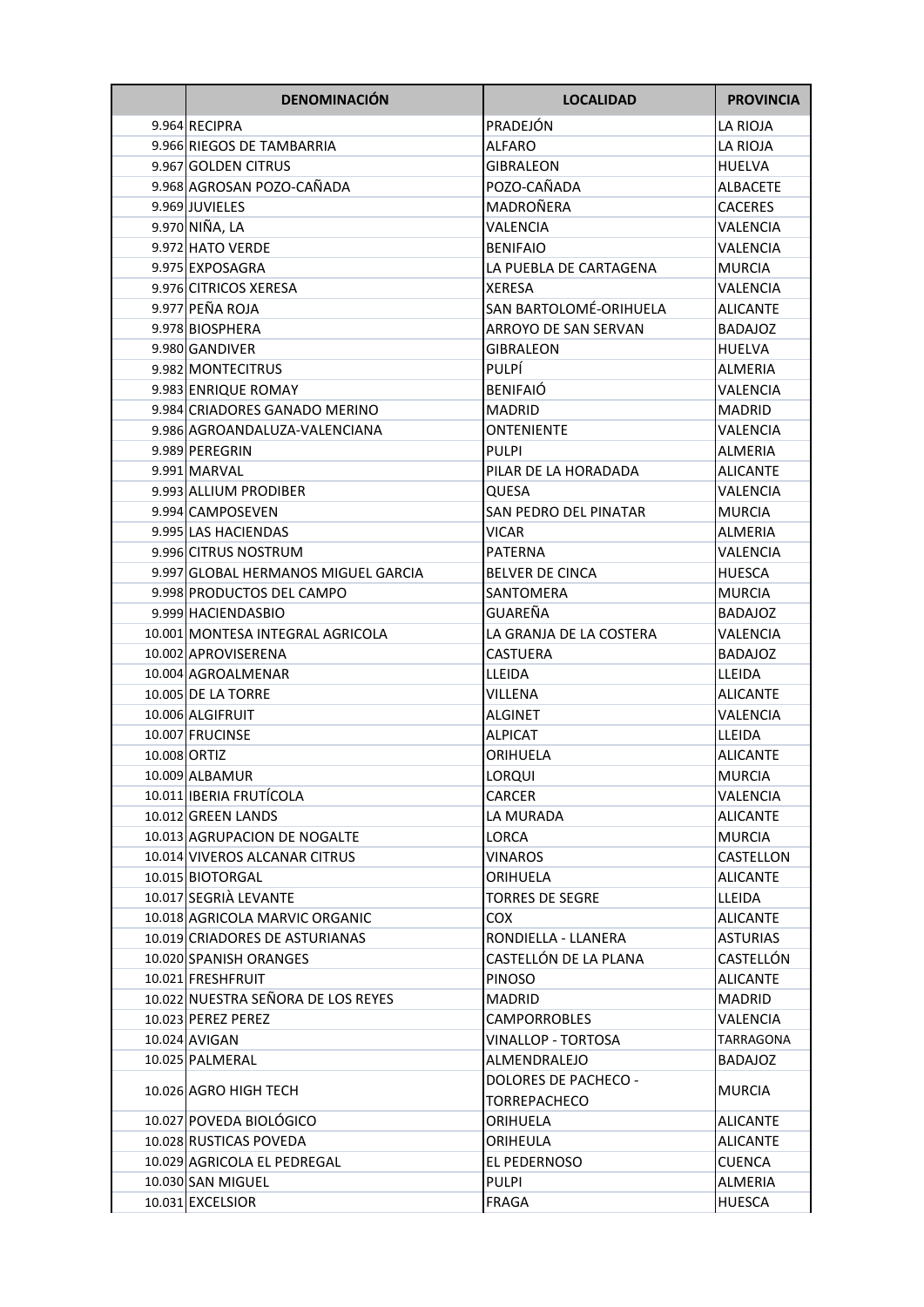| | DENOMINACIÓN | LOCALIDAD | PROVINCIA |
|---|---|---|---|
| 9.964 | RECIPRA | PRADEJÓN | LA RIOJA |
| 9.966 | RIEGOS DE TAMBARRIA | ALFARO | LA RIOJA |
| 9.967 | GOLDEN CITRUS | GIBRALEON | HUELVA |
| 9.968 | AGROSAN POZO-CAÑADA | POZO-CAÑADA | ALBACETE |
| 9.969 | JUVIELES | MADROÑERA | CACERES |
| 9.970 | NIÑA, LA | VALENCIA | VALENCIA |
| 9.972 | HATO VERDE | BENIFAIO | VALENCIA |
| 9.975 | EXPOSAGRA | LA PUEBLA DE CARTAGENA | MURCIA |
| 9.976 | CITRICOS XERESA | XERESA | VALENCIA |
| 9.977 | PEÑA ROJA | SAN BARTOLOMÉ-ORIHUELA | ALICANTE |
| 9.978 | BIOSPHERA | ARROYO DE SAN SERVAN | BADAJOZ |
| 9.980 | GANDIVER | GIBRALEON | HUELVA |
| 9.982 | MONTECITRUS | PULPÍ | ALMERIA |
| 9.983 | ENRIQUE ROMAY | BENIFAIÓ | VALENCIA |
| 9.984 | CRIADORES GANADO MERINO | MADRID | MADRID |
| 9.986 | AGROANDALUZA-VALENCIANA | ONTENIENTE | VALENCIA |
| 9.989 | PEREGRIN | PULPI | ALMERIA |
| 9.991 | MARVAL | PILAR DE LA HORADADA | ALICANTE |
| 9.993 | ALLIUM PRODIBER | QUESA | VALENCIA |
| 9.994 | CAMPOSEVEN | SAN PEDRO DEL PINATAR | MURCIA |
| 9.995 | LAS HACIENDAS | VICAR | ALMERIA |
| 9.996 | CITRUS NOSTRUM | PATERNA | VALENCIA |
| 9.997 | GLOBAL HERMANOS MIGUEL GARCIA | BELVER DE CINCA | HUESCA |
| 9.998 | PRODUCTOS DEL CAMPO | SANTOMERA | MURCIA |
| 9.999 | HACIENDASBIO | GUAREÑA | BADAJOZ |
| 10.001 | MONTESA INTEGRAL AGRICOLA | LA GRANJA DE LA COSTERA | VALENCIA |
| 10.002 | APROVISERENA | CASTUERA | BADAJOZ |
| 10.004 | AGROALMENAR | LLEIDA | LLEIDA |
| 10.005 | DE LA TORRE | VILLENA | ALICANTE |
| 10.006 | ALGIFRUIT | ALGINET | VALENCIA |
| 10.007 | FRUCINSE | ALPICAT | LLEIDA |
| 10.008 | ORTIZ | ORIHUELA | ALICANTE |
| 10.009 | ALBAMUR | LORQUI | MURCIA |
| 10.011 | IBERIA FRUTÍCOLA | CARCER | VALENCIA |
| 10.012 | GREEN LANDS | LA MURADA | ALICANTE |
| 10.013 | AGRUPACION DE NOGALTE | LORCA | MURCIA |
| 10.014 | VIVEROS ALCANAR CITRUS | VINAROS | CASTELLON |
| 10.015 | BIOTORGAL | ORIHUELA | ALICANTE |
| 10.017 | SEGRIÀ LEVANTE | TORRES DE SEGRE | LLEIDA |
| 10.018 | AGRICOLA MARVIC ORGANIC | COX | ALICANTE |
| 10.019 | CRIADORES DE ASTURIANAS | RONDIELLA - LLANERA | ASTURIAS |
| 10.020 | SPANISH ORANGES | CASTELLÓN DE LA PLANA | CASTELLÓN |
| 10.021 | FRESHFRUIT | PINOSO | ALICANTE |
| 10.022 | NUESTRA SEÑORA DE LOS REYES | MADRID | MADRID |
| 10.023 | PEREZ PEREZ | CAMPORROBLES | VALENCIA |
| 10.024 | AVIGAN | VINALLOP - TORTOSA | TARRAGONA |
| 10.025 | PALMERAL | ALMENDRALEJO | BADAJOZ |
| 10.026 | AGRO HIGH TECH | DOLORES DE PACHECO - TORREPACHECO | MURCIA |
| 10.027 | POVEDA BIOLÓGICO | ORIHUELA | ALICANTE |
| 10.028 | RUSTICAS POVEDA | ORIHEULA | ALICANTE |
| 10.029 | AGRICOLA EL PEDREGAL | EL PEDERNOSO | CUENCA |
| 10.030 | SAN MIGUEL | PULPI | ALMERIA |
| 10.031 | EXCELSIOR | FRAGA | HUESCA |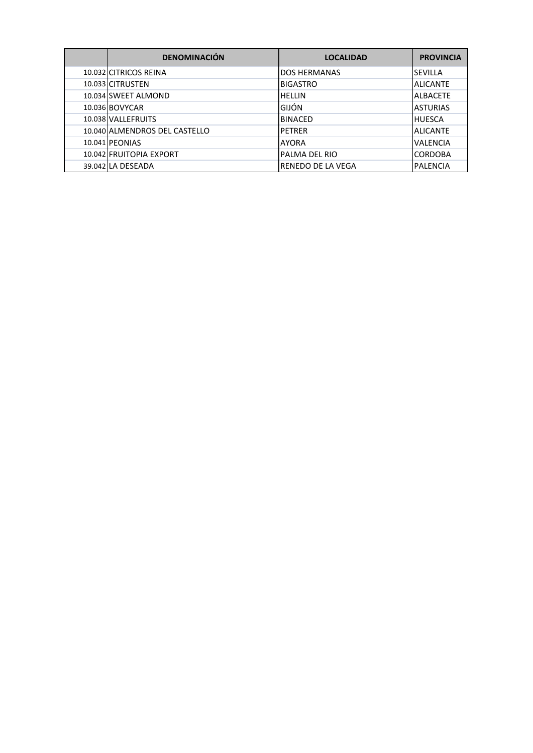| | DENOMINACIÓN | LOCALIDAD | PROVINCIA |
|---|---|---|---|
| 10.032 | CITRICOS REINA | DOS HERMANAS | SEVILLA |
| 10.033 | CITRUSTEN | BIGASTRO | ALICANTE |
| 10.034 | SWEET ALMOND | HELLIN | ALBACETE |
| 10.036 | BOVYCAR | GIJÓN | ASTURIAS |
| 10.038 | VALLEFRUITS | BINACED | HUESCA |
| 10.040 | ALMENDROS DEL CASTELLO | PETRER | ALICANTE |
| 10.041 | PEONIAS | AYORA | VALENCIA |
| 10.042 | FRUITOPIA EXPORT | PALMA DEL RIO | CORDOBA |
| 39.042 | LA DESEADA | RENEDO DE LA VEGA | PALENCIA |